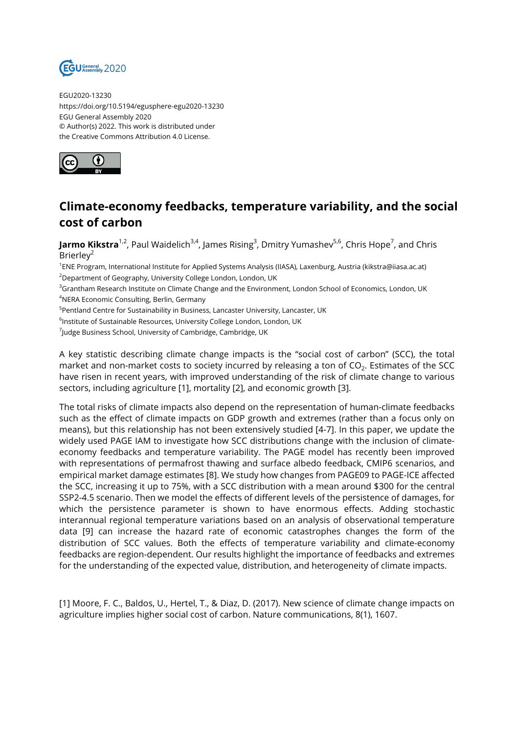EGU2020-13230
https://doi.org/10.5194/egusphere-egu2020-13230
EGU General Assembly 2020
© Author(s) 2022. This work is distributed under
the Creative Commons Attribution 4.0 License.

# Climate-economy feedbacks, temperature variability, and the social cost of carbon

**Jarmo Kikstra**[1,2], Paul Waidelich[3,4], James Rising[3], Dmitry Yumashev[5,6], Chris Hope[7], and Chris Brierley[2]

[1]ENE Program, International Institute for Applied Systems Analysis (IIASA), Laxenburg, Austria (kikstra@iiasa.ac.at)
[2]Department of Geography, University College London, London, UK
[3]Grantham Research Institute on Climate Change and the Environment, London School of Economics, London, UK
[4]NERA Economic Consulting, Berlin, Germany
[5]Pentland Centre for Sustainability in Business, Lancaster University, Lancaster, UK
[6]Institute of Sustainable Resources, University College London, London, UK
[7]Judge Business School, University of Cambridge, Cambridge, UK

A key statistic describing climate change impacts is the "social cost of carbon" (SCC), the total market and non-market costs to society incurred by releasing a ton of $CO_2$. Estimates of the SCC have risen in recent years, with improved understanding of the risk of climate change to various sectors, including agriculture [1], mortality [2], and economic growth [3].

The total risks of climate impacts also depend on the representation of human-climate feedbacks such as the effect of climate impacts on GDP growth and extremes (rather than a focus only on means), but this relationship has not been extensively studied [4-7]. In this paper, we update the widely used PAGE IAM to investigate how SCC distributions change with the inclusion of climate-economy feedbacks and temperature variability. The PAGE model has recently been improved with representations of permafrost thawing and surface albedo feedback, CMIP6 scenarios, and empirical market damage estimates [8]. We study how changes from PAGE09 to PAGE-ICE affected the SCC, increasing it up to 75%, with a SCC distribution with a mean around $300 for the central SSP2-4.5 scenario. Then we model the effects of different levels of the persistence of damages, for which the persistence parameter is shown to have enormous effects. Adding stochastic interannual regional temperature variations based on an analysis of observational temperature data [9] can increase the hazard rate of economic catastrophes changes the form of the distribution of SCC values. Both the effects of temperature variability and climate-economy feedbacks are region-dependent. Our results highlight the importance of feedbacks and extremes for the understanding of the expected value, distribution, and heterogeneity of climate impacts.

[1] Moore, F. C., Baldos, U., Hertel, T., & Diaz, D. (2017). New science of climate change impacts on agriculture implies higher social cost of carbon. Nature communications, 8(1), 1607.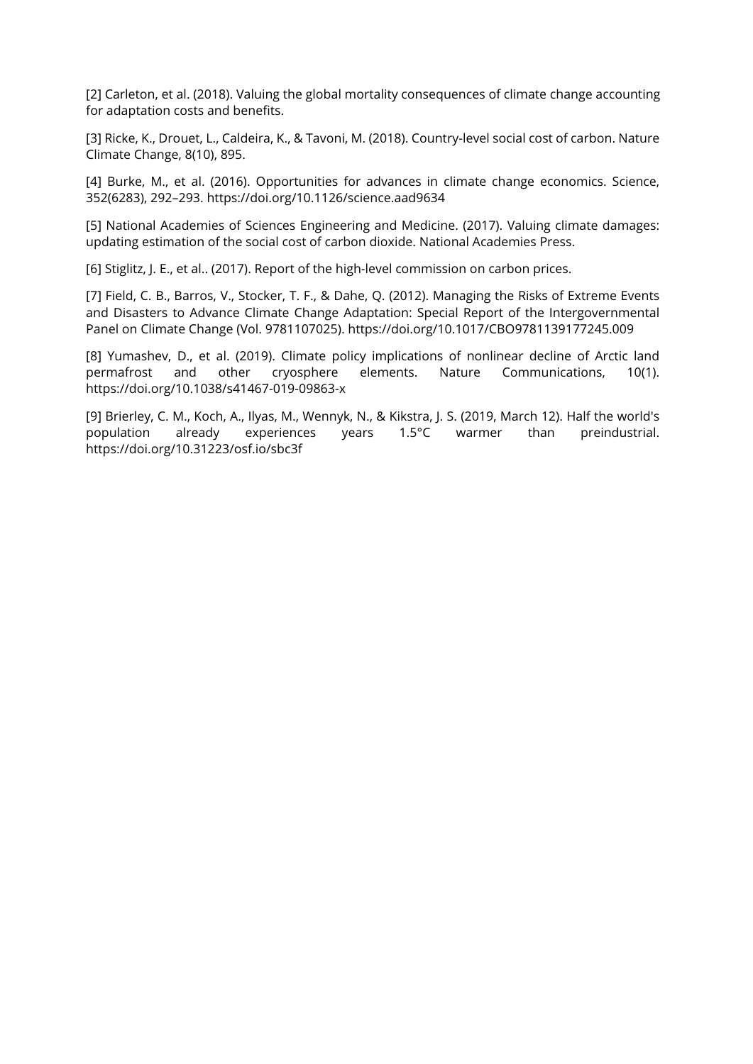[2] Carleton, et al. (2018). Valuing the global mortality consequences of climate change accounting for adaptation costs and benefits.

[3] Ricke, K., Drouet, L., Caldeira, K., & Tavoni, M. (2018). Country-level social cost of carbon. Nature Climate Change, 8(10), 895.

[4] Burke, M., et al. (2016). Opportunities for advances in climate change economics. Science, 352(6283), 292–293. https://doi.org/10.1126/science.aad9634

[5] National Academies of Sciences Engineering and Medicine. (2017). Valuing climate damages: updating estimation of the social cost of carbon dioxide. National Academies Press.

[6] Stiglitz, J. E., et al.. (2017). Report of the high-level commission on carbon prices.

[7] Field, C. B., Barros, V., Stocker, T. F., & Dahe, Q. (2012). Managing the Risks of Extreme Events and Disasters to Advance Climate Change Adaptation: Special Report of the Intergovernmental Panel on Climate Change (Vol. 9781107025). https://doi.org/10.1017/CBO9781139177245.009

[8] Yumashev, D., et al. (2019). Climate policy implications of nonlinear decline of Arctic land permafrost and other cryosphere elements. Nature Communications, 10(1). https://doi.org/10.1038/s41467-019-09863-x

[9] Brierley, C. M., Koch, A., Ilyas, M., Wennyk, N., & Kikstra, J. S. (2019, March 12). Half the world's population already experiences years 1.5°C warmer than preindustrial. https://doi.org/10.31223/osf.io/sbc3f